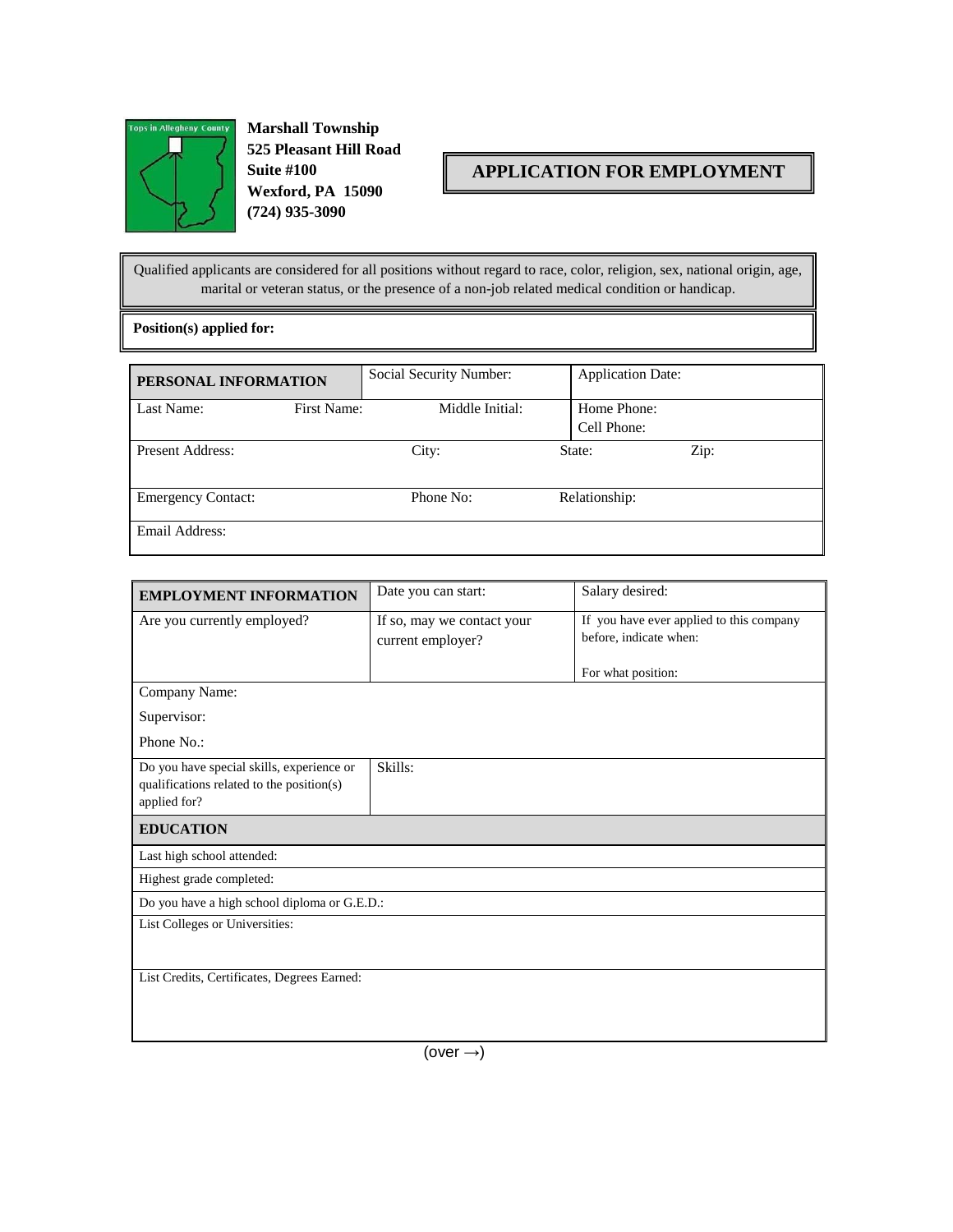**Marshall Township**
**525 Pleasant Hill Road**
**Suite #100**
**Wexford, PA 15090**
**(724) 935-3090**

# APPLICATION FOR EMPLOYMENT

Qualified applicants are considered for all positions without regard to race, color, religion, sex, national origin, age, marital or veteran status, or the presence of a non-job related medical condition or handicap.

**Position(s) applied for:**

| **PERSONAL INFORMATION** | | Social Security Number: | Application Date: |
|---|---|---|---|
| Last Name: | First Name: | Middle Initial: | Home Phone:<br>Cell Phone: |
| Present Address: | City: | State: | Zip: |
| Emergency Contact: | Phone No: | Relationship: | |
| Email Address: | | | |

| **EMPLOYMENT INFORMATION** | Date you can start: | Salary desired: |
|---|---|---|
| Are you currently employed? | If so, may we contact your current employer? | If you have ever applied to this company before, indicate when:<br><br>For what position: |
| Company Name:<br>Supervisor:<br>Phone No.: | | |
| Do you have special skills, experience or qualifications related to the position(s) applied for? | Skills: | |

| **EDUCATION** |
|---|
| Last high school attended: |
| Highest grade completed: |
| Do you have a high school diploma or G.E.D.: |
| List Colleges or Universities: |
| List Credits, Certificates, Degrees Earned: |

(over →)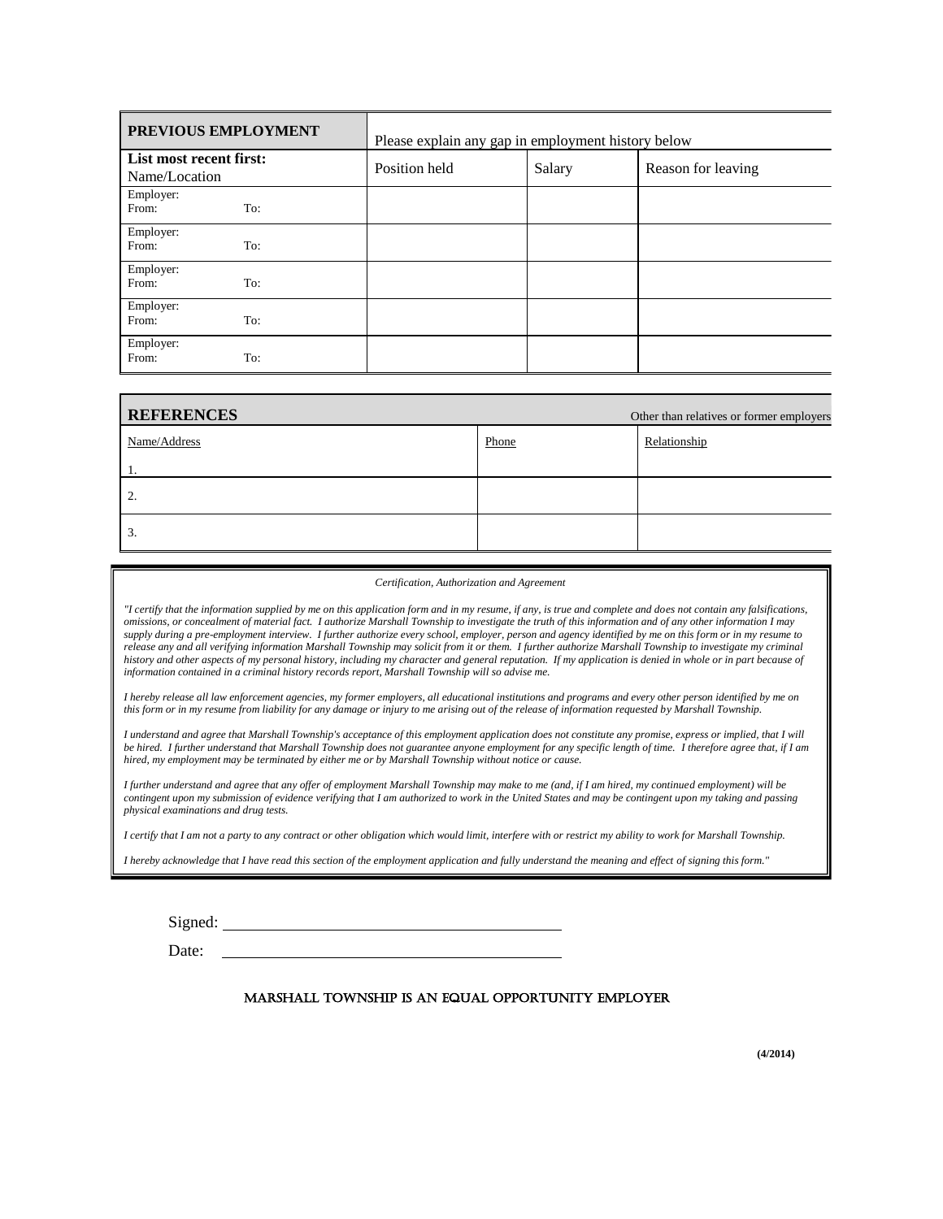| PREVIOUS EMPLOYMENT | Please explain any gap in employment history below | | |
|---|---|---|---|
| **List most recent first:** Name/Location | Position held | Salary | Reason for leaving |
| Employer: From: To: | | | |
| Employer: From: To: | | | |
| Employer: From: To: | | | |
| Employer: From: To: | | | |
| Employer: From: To: | | | |

| REFERENCES | | Other than relatives or former employers |
|---|---|---|
| Name/Address | Phone | Relationship |
| 1. | | |
| 2. | | |
| 3. | | |

*Certification, Authorization and Agreement*

*"I certify that the information supplied by me on this application form and in my resume, if any, is true and complete and does not contain any falsifications, omissions, or concealment of material fact. I authorize Marshall Township to investigate the truth of this information and of any other information I may supply during a pre-employment interview. I further authorize every school, employer, person and agency identified by me on this form or in my resume to release any and all verifying information Marshall Township may solicit from it or them. I further authorize Marshall Township to investigate my criminal history and other aspects of my personal history, including my character and general reputation. If my application is denied in whole or in part because of information contained in a criminal history records report, Marshall Township will so advise me.*

*I hereby release all law enforcement agencies, my former employers, all educational institutions and programs and every other person identified by me on this form or in my resume from liability for any damage or injury to me arising out of the release of information requested by Marshall Township.*

*I understand and agree that Marshall Township's acceptance of this employment application does not constitute any promise, express or implied, that I will be hired. I further understand that Marshall Township does not guarantee anyone employment for any specific length of time. I therefore agree that, if I am hired, my employment may be terminated by either me or by Marshall Township without notice or cause.*

*I further understand and agree that any offer of employment Marshall Township may make to me (and, if I am hired, my continued employment) will be contingent upon my submission of evidence verifying that I am authorized to work in the United States and may be contingent upon my taking and passing physical examinations and drug tests.*

*I certify that I am not a party to any contract or other obligation which would limit, interfere with or restrict my ability to work for Marshall Township.*

*I hereby acknowledge that I have read this section of the employment application and fully understand the meaning and effect of signing this form."*

Signed: ___________________________________

Date: ___________________________________

MARSHALL TOWNSHIP IS AN EQUAL OPPORTUNITY EMPLOYER

**(4/2014)**